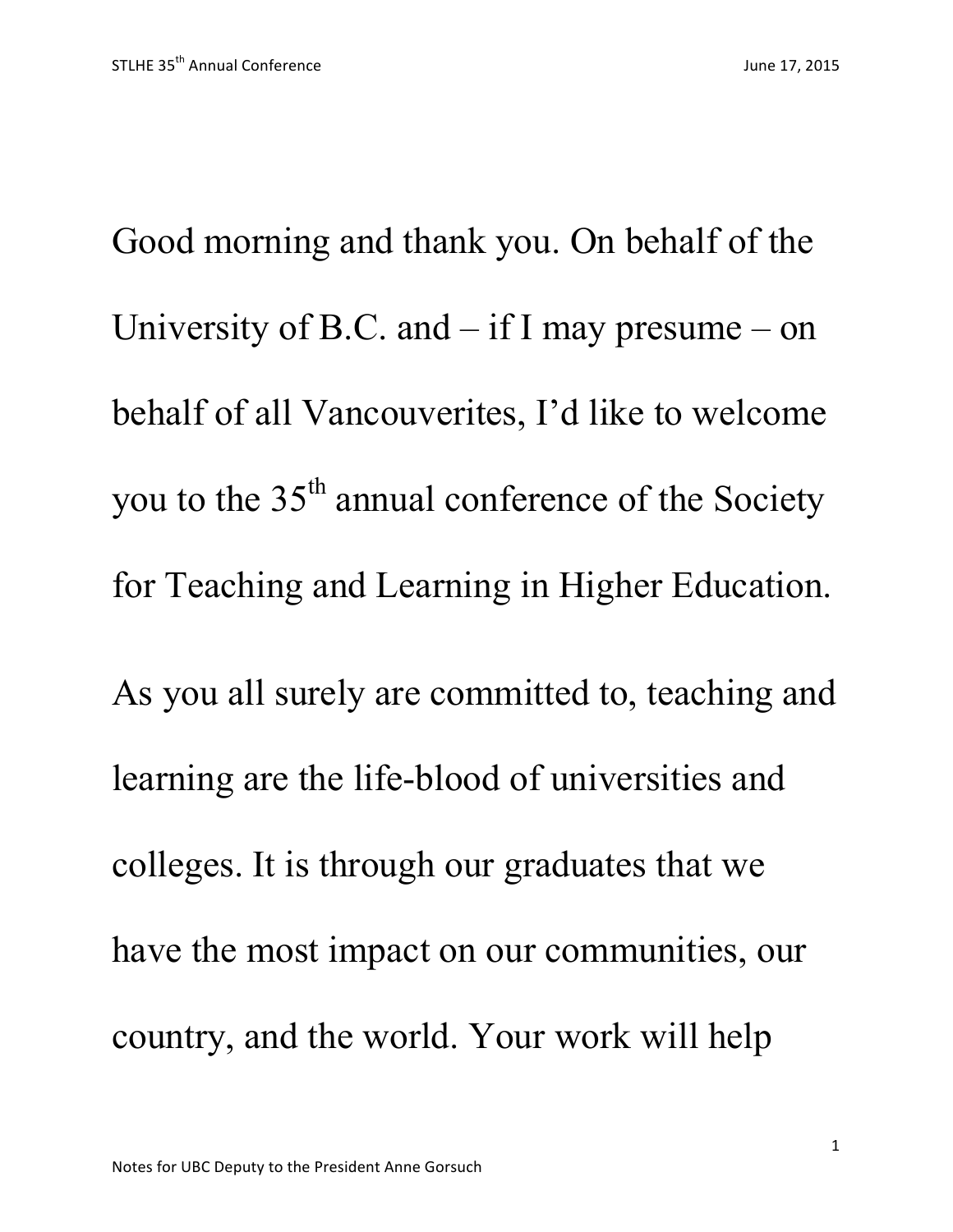Good morning and thank you. On behalf of the University of B.C. and – if I may presume – on behalf of all Vancouverites, I'd like to welcome you to the 35th annual conference of the Society for Teaching and Learning in Higher Education.

As you all surely are committed to, teaching and learning are the life-blood of universities and colleges. It is through our graduates that we have the most impact on our communities, our country, and the world. Your work will help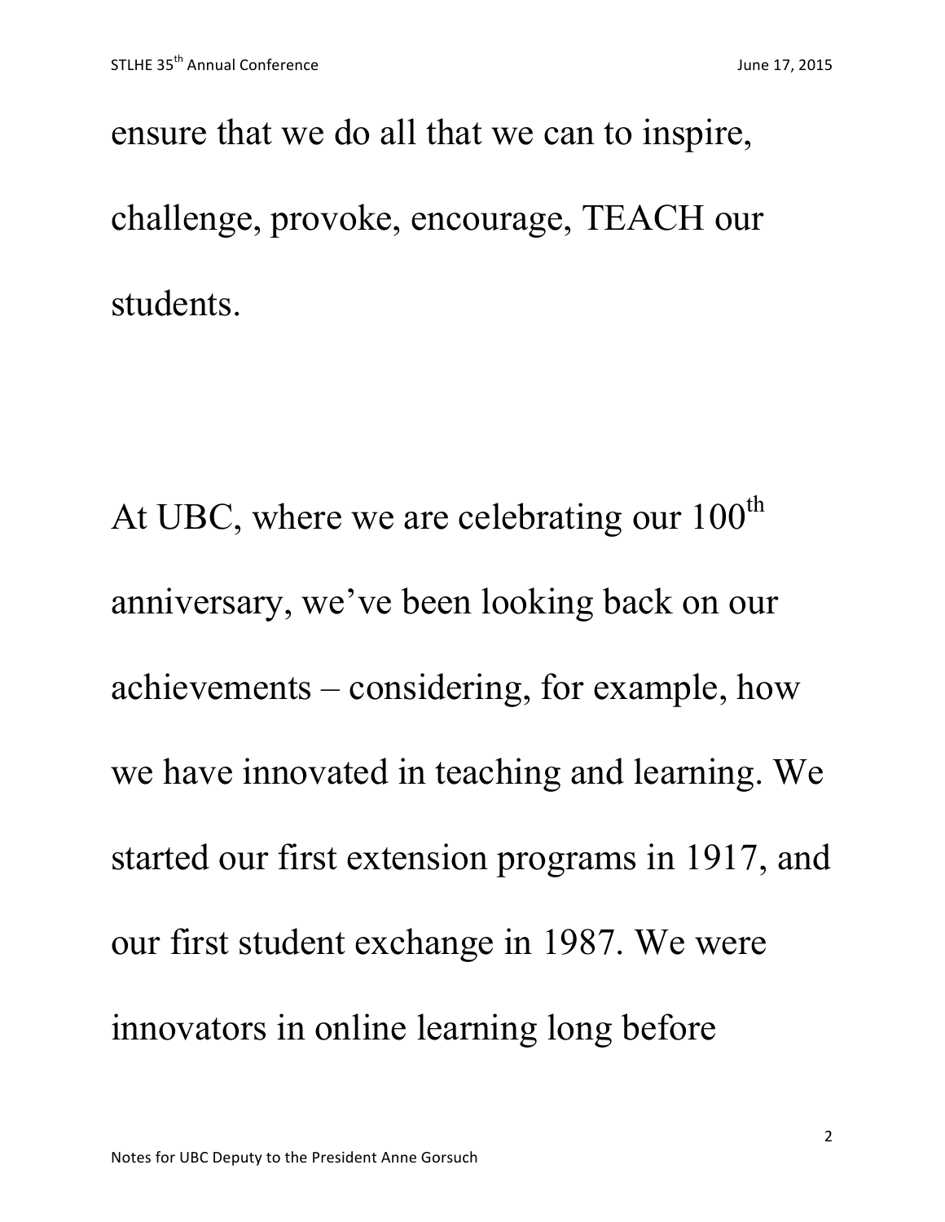ensure that we do all that we can to inspire, challenge, provoke, encourage, TEACH our students.

At UBC, where we are celebrating our 100th anniversary, we've been looking back on our achievements – considering, for example, how we have innovated in teaching and learning. We started our first extension programs in 1917, and our first student exchange in 1987. We were innovators in online learning long before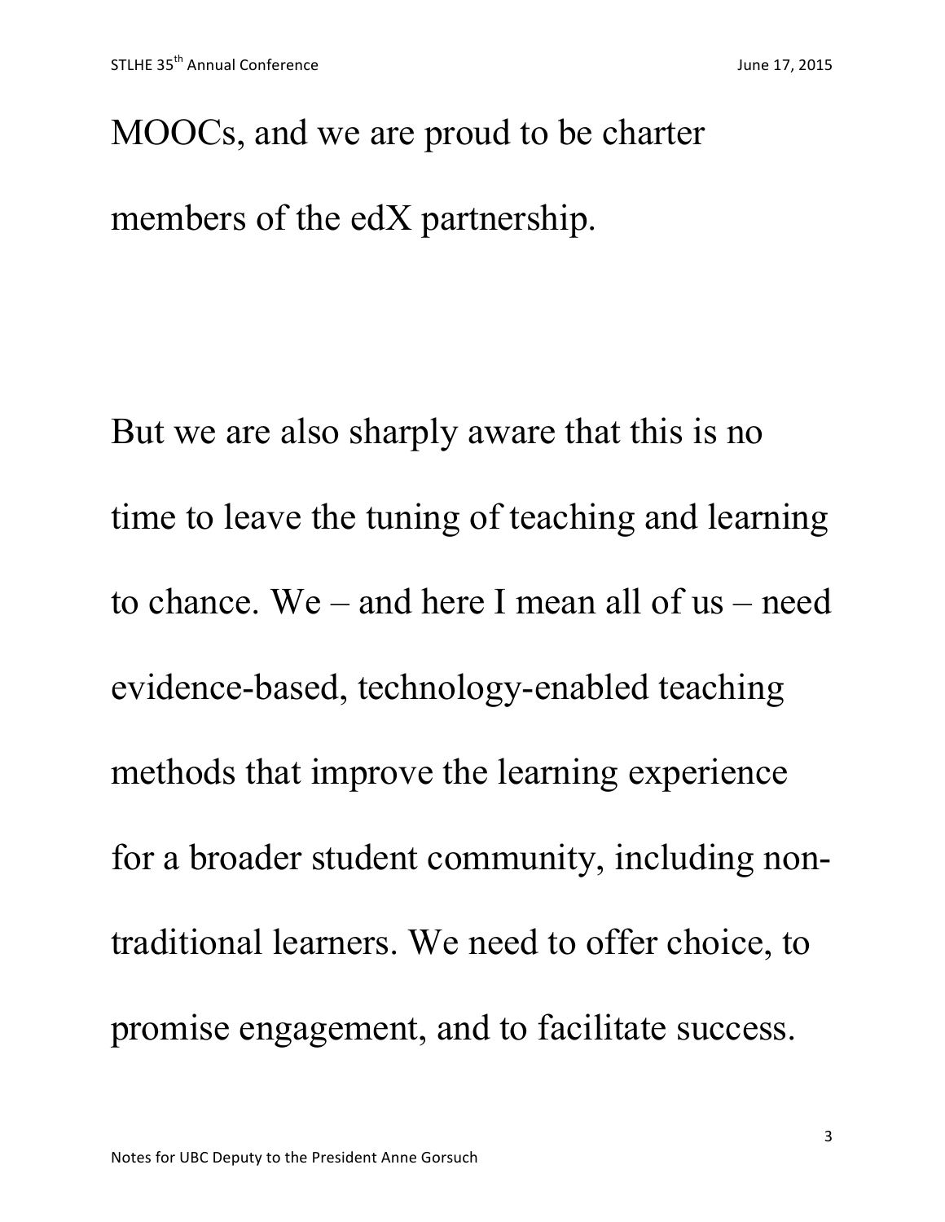MOOCs, and we are proud to be charter members of the edX partnership.

But we are also sharply aware that this is no time to leave the tuning of teaching and learning to chance. We – and here I mean all of us – need evidence-based, technology-enabled teaching methods that improve the learning experience for a broader student community, including non-traditional learners. We need to offer choice, to promise engagement, and to facilitate success.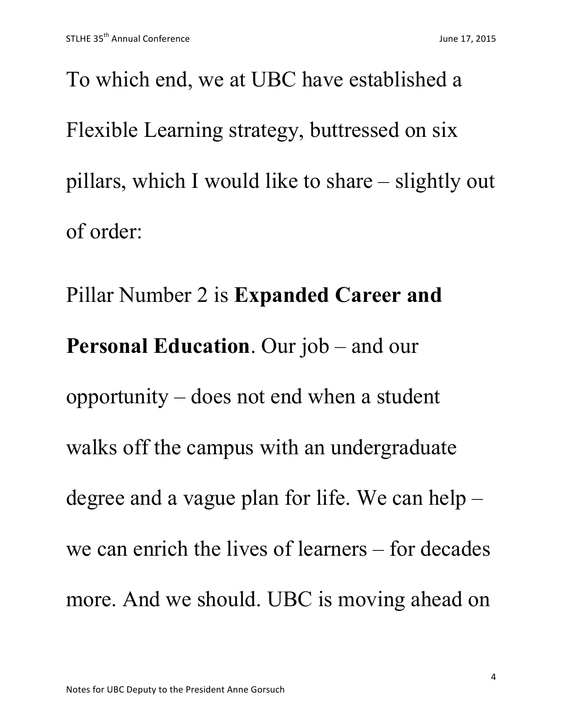To which end, we at UBC have established a Flexible Learning strategy, buttressed on six pillars, which I would like to share – slightly out of order:

Pillar Number 2 is **Expanded Career and Personal Education**. Our job – and our opportunity – does not end when a student walks off the campus with an undergraduate degree and a vague plan for life. We can help – we can enrich the lives of learners – for decades more. And we should. UBC is moving ahead on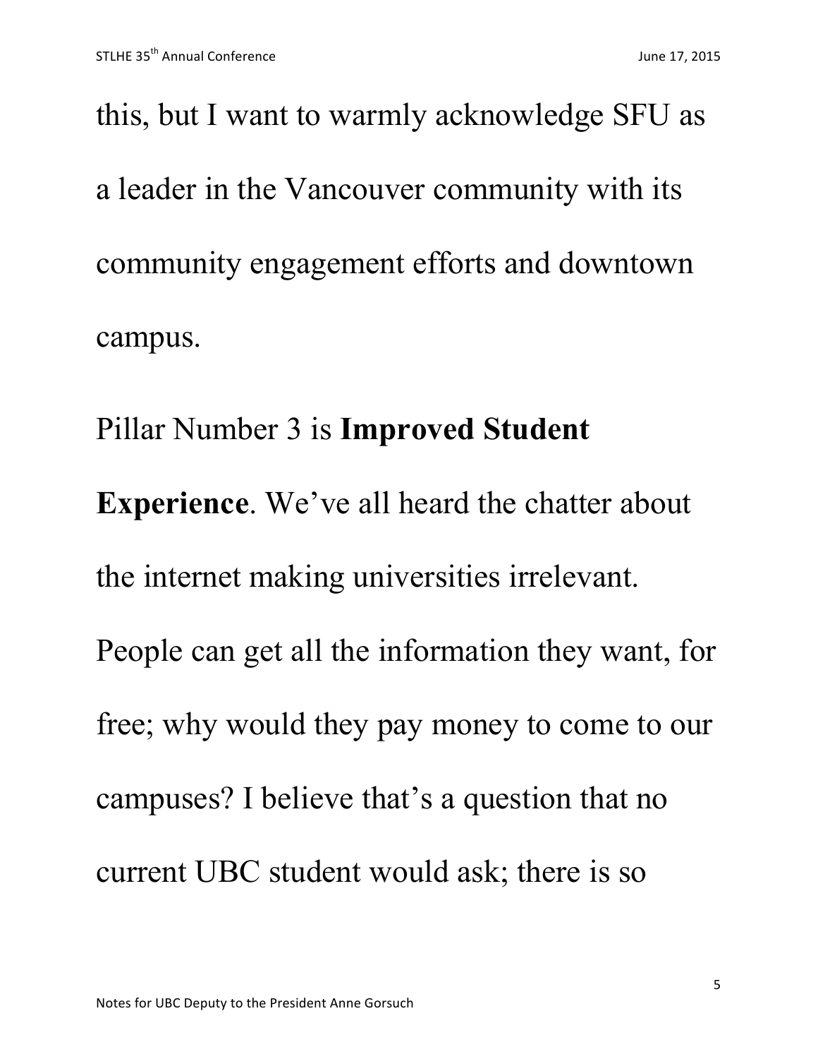this, but I want to warmly acknowledge SFU as a leader in the Vancouver community with its community engagement efforts and downtown campus.

Pillar Number 3 is **Improved Student Experience**. We've all heard the chatter about the internet making universities irrelevant. People can get all the information they want, for free; why would they pay money to come to our campuses? I believe that's a question that no current UBC student would ask; there is so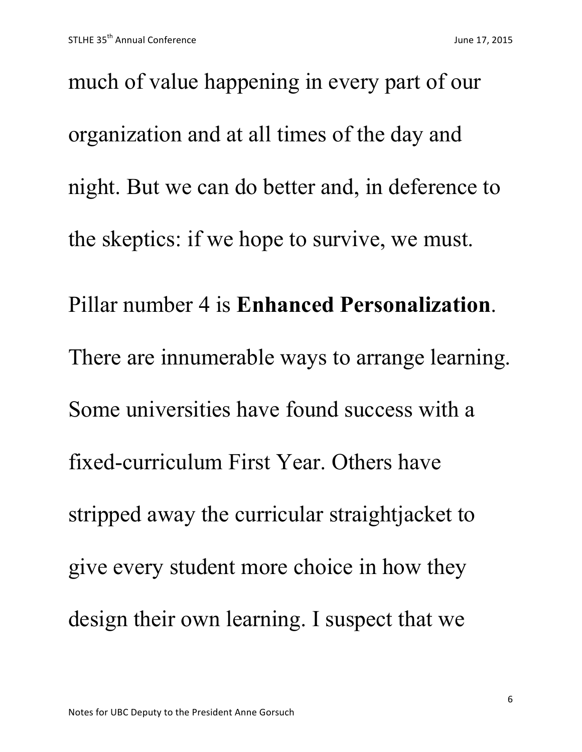much of value happening in every part of our organization and at all times of the day and night. But we can do better and, in deference to the skeptics: if we hope to survive, we must.

Pillar number 4 is **Enhanced Personalization**. There are innumerable ways to arrange learning. Some universities have found success with a fixed-curriculum First Year. Others have stripped away the curricular straightjacket to give every student more choice in how they design their own learning. I suspect that we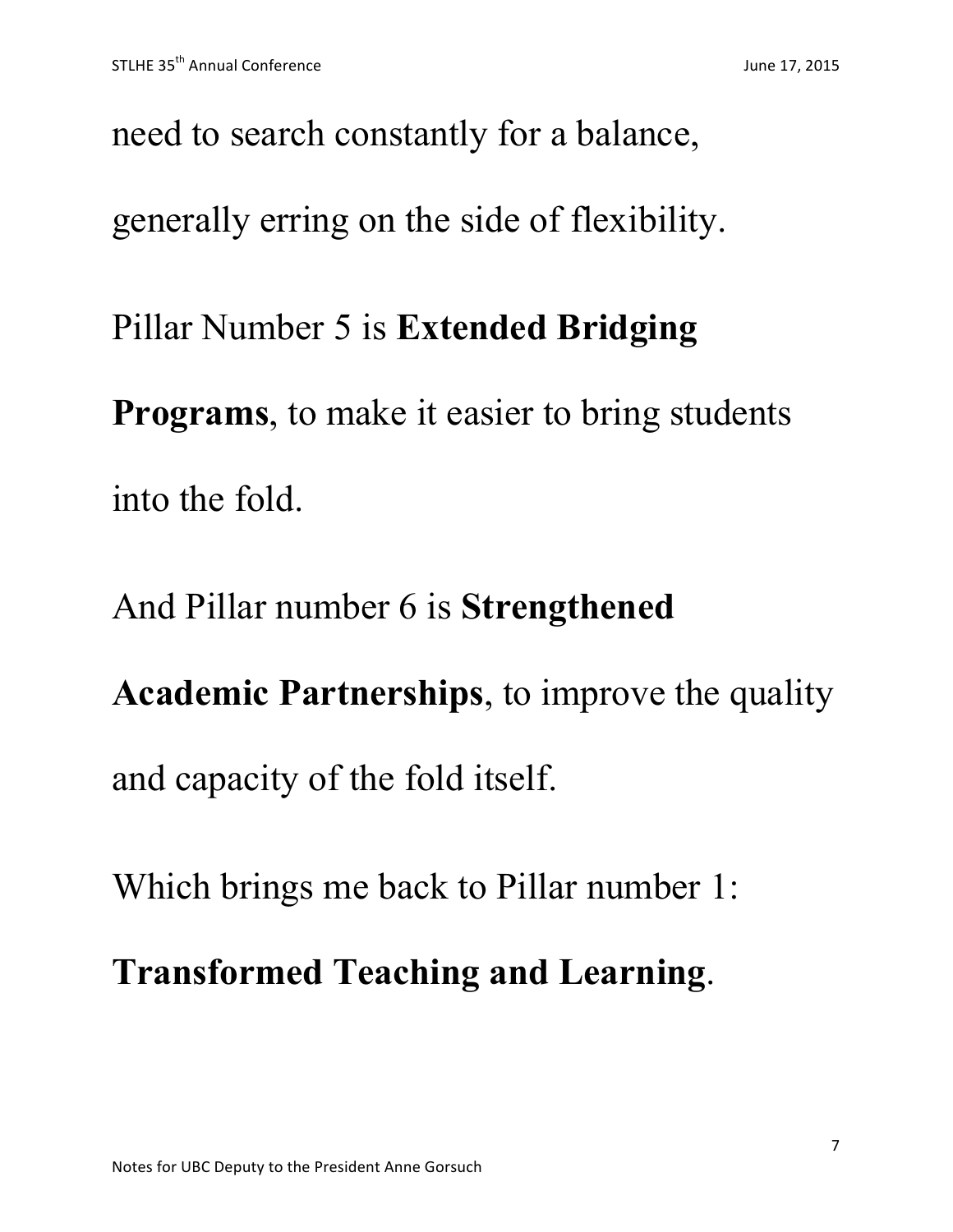need to search constantly for a balance, generally erring on the side of flexibility.

Pillar Number 5 is **Extended Bridging Programs**, to make it easier to bring students into the fold.

And Pillar number 6 is **Strengthened Academic Partnerships**, to improve the quality and capacity of the fold itself.

Which brings me back to Pillar number 1: **Transformed Teaching and Learning**.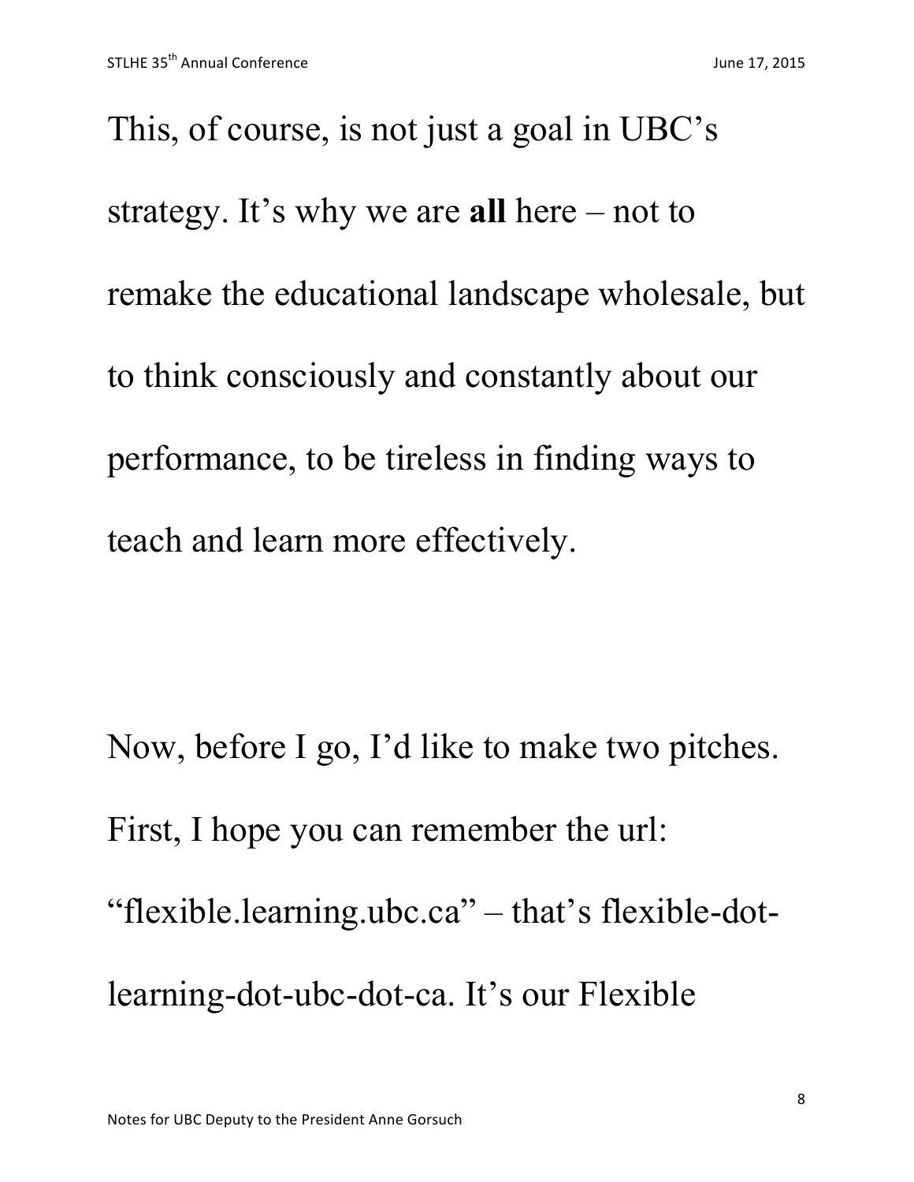This, of course, is not just a goal in UBC's strategy. It's why we are **all** here – not to remake the educational landscape wholesale, but to think consciously and constantly about our performance, to be tireless in finding ways to teach and learn more effectively.

Now, before I go, I'd like to make two pitches. First, I hope you can remember the url: "flexible.learning.ubc.ca" – that's flexible-dot-learning-dot-ubc-dot-ca. It's our Flexible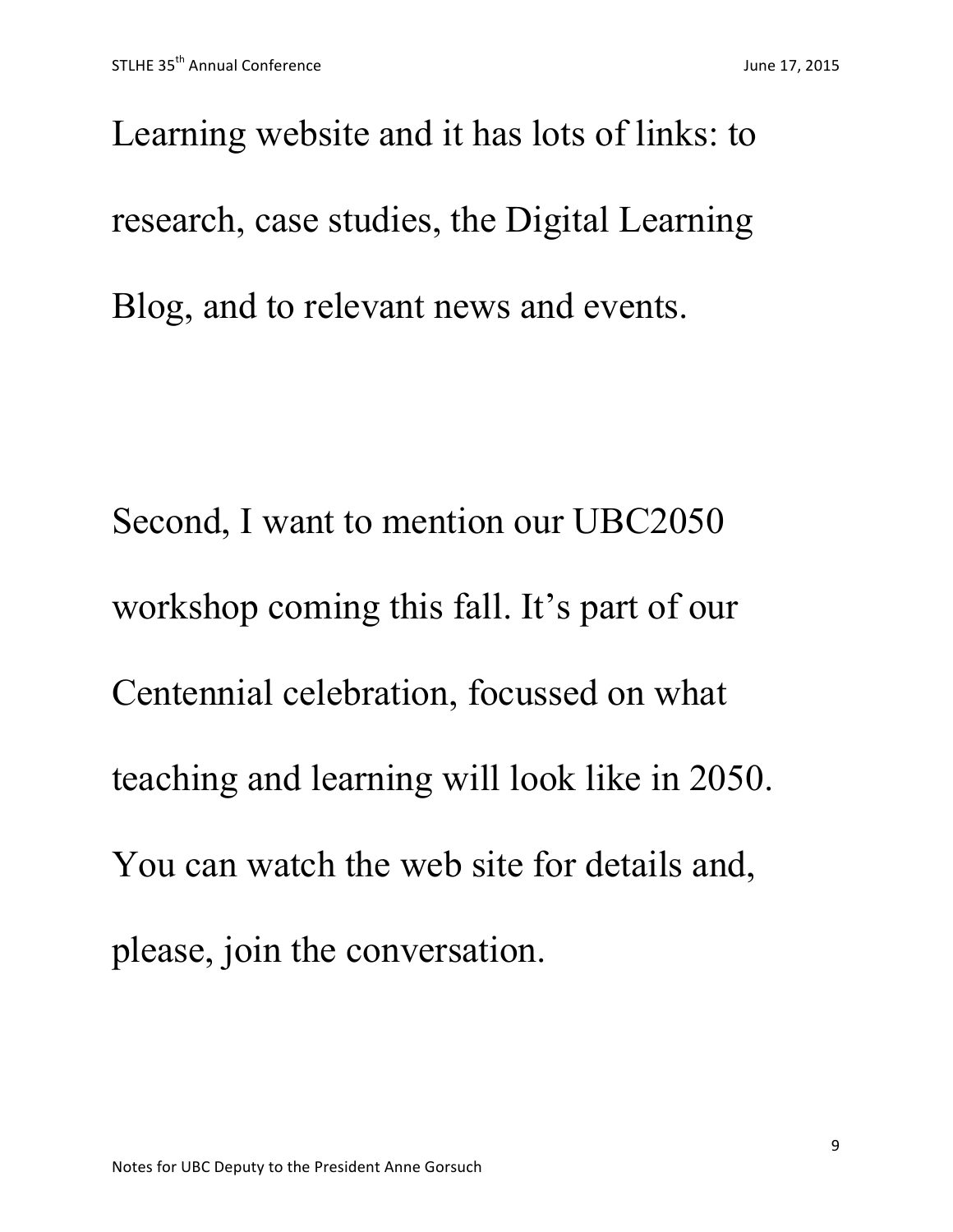Learning website and it has lots of links: to research, case studies, the Digital Learning Blog, and to relevant news and events.

Second, I want to mention our UBC2050 workshop coming this fall. It's part of our Centennial celebration, focussed on what teaching and learning will look like in 2050. You can watch the web site for details and, please, join the conversation.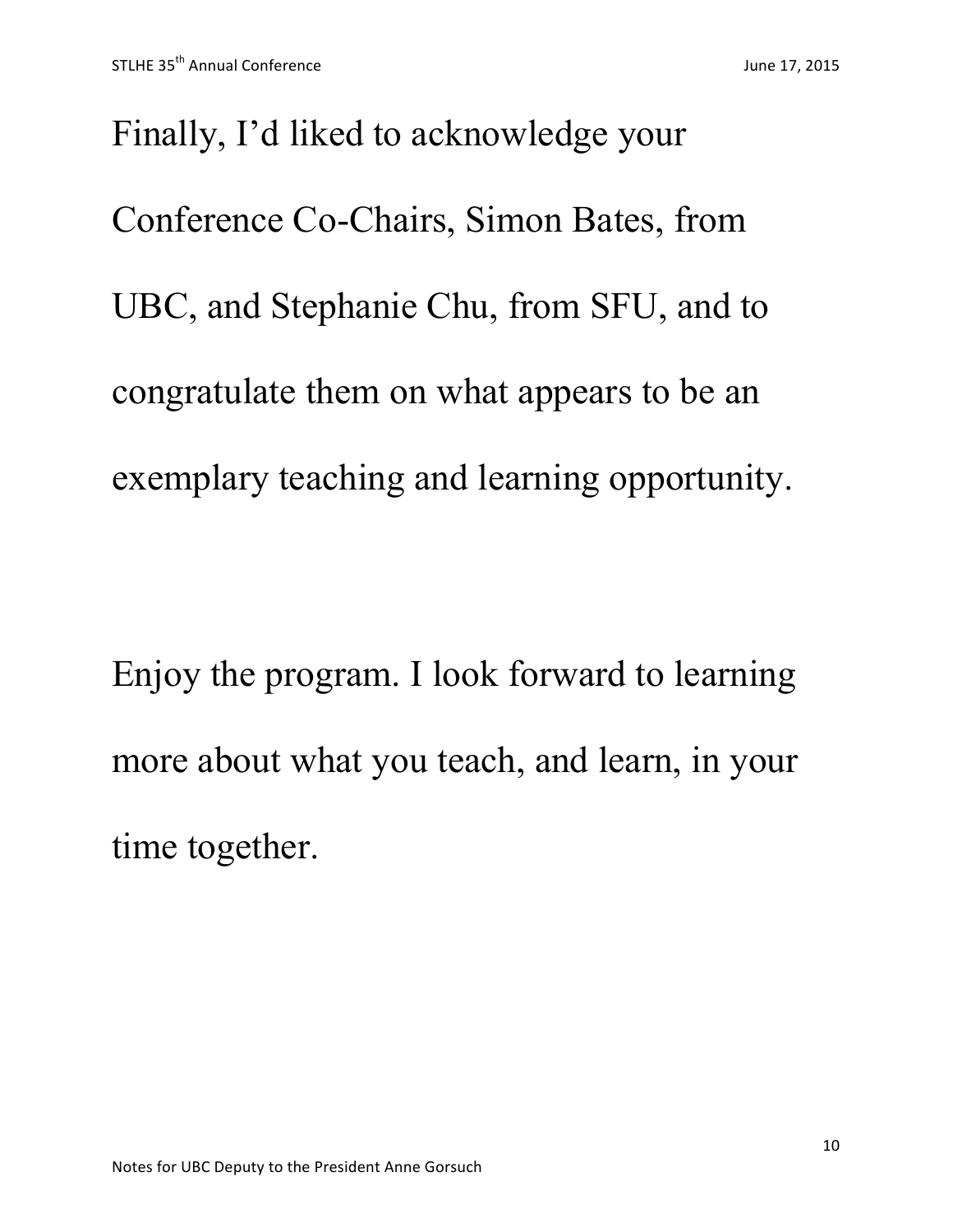Finally, I'd liked to acknowledge your Conference Co-Chairs, Simon Bates, from UBC, and Stephanie Chu, from SFU, and to congratulate them on what appears to be an exemplary teaching and learning opportunity.

Enjoy the program. I look forward to learning more about what you teach, and learn, in your time together.